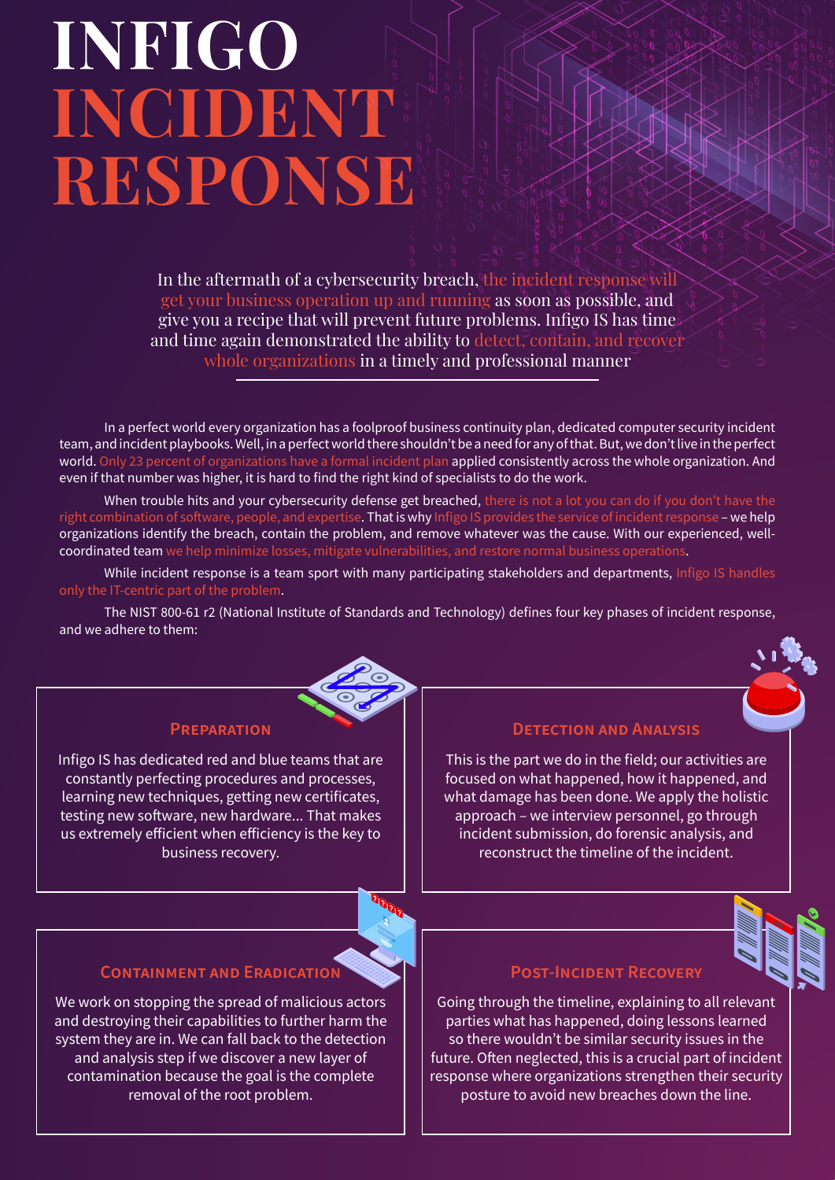# INFIGO INCIDENT RESPONSE

In the aftermath of a cybersecurity breach, the incident response will get your business operation up and running as soon as possible, and give you a recipe that will prevent future problems. Infigo IS has time and time again demonstrated the ability to detect, contain, and recover whole organizations in a timely and professional manner

In a perfect world every organization has a foolproof business continuity plan, dedicated computer security incident team, and incident playbooks. Well, in a perfect world there shouldn't be a need for any of that. But, we don't live in the perfect world. Only 23 percent of organizations have a formal incident plan applied consistently across the whole organization. And even if that number was higher, it is hard to find the right kind of specialists to do the work.

When trouble hits and your cybersecurity defense get breached, there is not a lot you can do if you don't have the right combination of software, people, and expertise. That is why Infigo IS provides the service of incident response – we help organizations identify the breach, contain the problem, and remove whatever was the cause. With our experienced, well-coordinated team we help minimize losses, mitigate vulnerabilities, and restore normal business operations.

While incident response is a team sport with many participating stakeholders and departments, Infigo IS handles only the IT-centric part of the problem.

The NIST 800-61 r2 (National Institute of Standards and Technology) defines four key phases of incident response, and we adhere to them:

### Preparation

Infigo IS has dedicated red and blue teams that are constantly perfecting procedures and processes, learning new techniques, getting new certificates, testing new software, new hardware... That makes us extremely efficient when efficiency is the key to business recovery.

### Detection and Analysis

This is the part we do in the field; our activities are focused on what happened, how it happened, and what damage has been done. We apply the holistic approach – we interview personnel, go through incident submission, do forensic analysis, and reconstruct the timeline of the incident.

### Containment and Eradication

We work on stopping the spread of malicious actors and destroying their capabilities to further harm the system they are in. We can fall back to the detection and analysis step if we discover a new layer of contamination because the goal is the complete removal of the root problem.

### Post-Incident Recovery

Going through the timeline, explaining to all relevant parties what has happened, doing lessons learned so there wouldn't be similar security issues in the future. Often neglected, this is a crucial part of incident response where organizations strengthen their security posture to avoid new breaches down the line.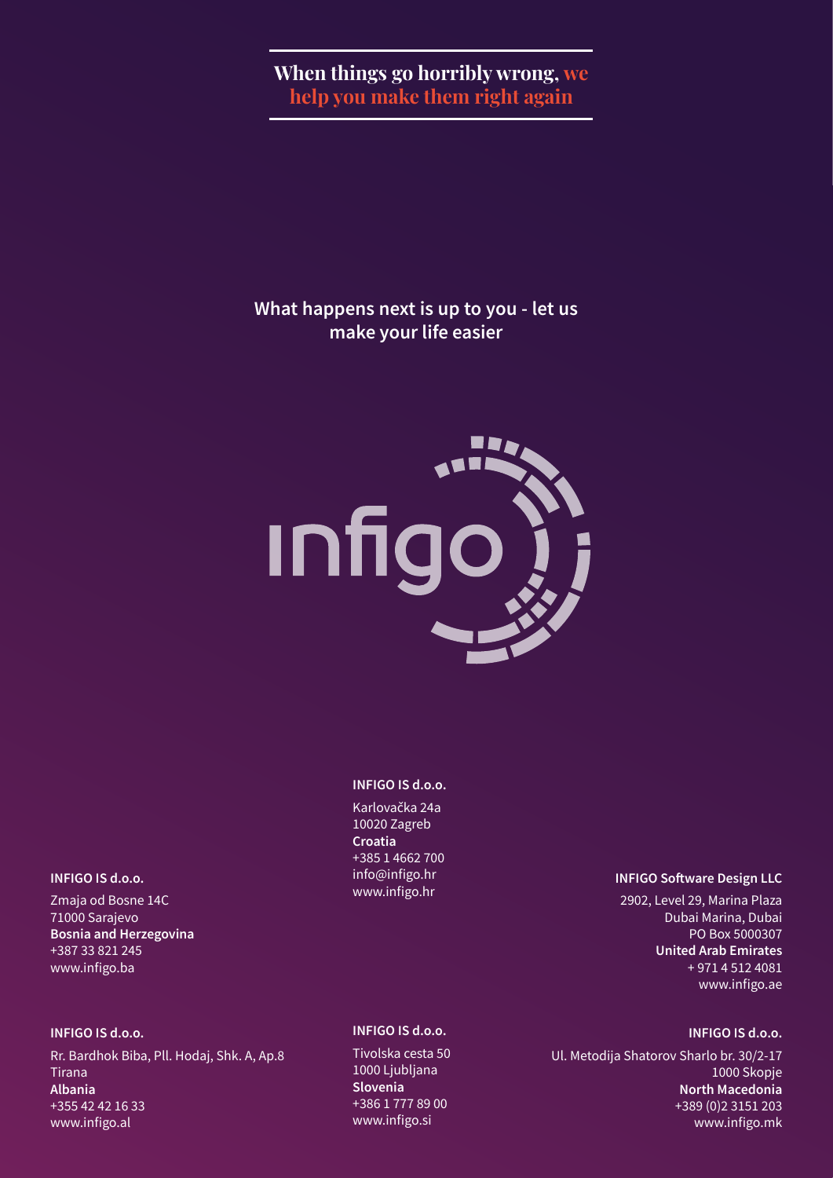**When things go horribly wrong, we help you make them right again**

**What happens next is up to you - let us make your life easier**

infigo

**INFIGO IS d.o.o.**

Karlovačka 24a
10020 Zagreb
**Croatia**
+385 1 4662 700
info@infigo.hr
www.infigo.hr

**INFIGO IS d.o.o.**

Zmaja od Bosne 14C
71000 Sarajevo
**Bosnia and Herzegovina**
+387 33 821 245
www.infigo.ba

**INFIGO Software Design LLC**

2902, Level 29, Marina Plaza
Dubai Marina, Dubai
PO Box 5000307
**United Arab Emirates**
+ 971 4 512 4081
www.infigo.ae

**INFIGO IS d.o.o.**

Rr. Bardhok Biba, Pll. Hodaj, Shk. A, Ap.8
Tirana
**Albania**
+355 42 42 16 33
www.infigo.al

**INFIGO IS d.o.o.**

Tivolska cesta 50
1000 Ljubljana
**Slovenia**
+386 1 777 89 00
www.infigo.si

**INFIGO IS d.o.o.**

Ul. Metodija Shatorov Sharlo br. 30/2-17
1000 Skopje
**North Macedonia**
+389 (0)2 3151 203
www.infigo.mk